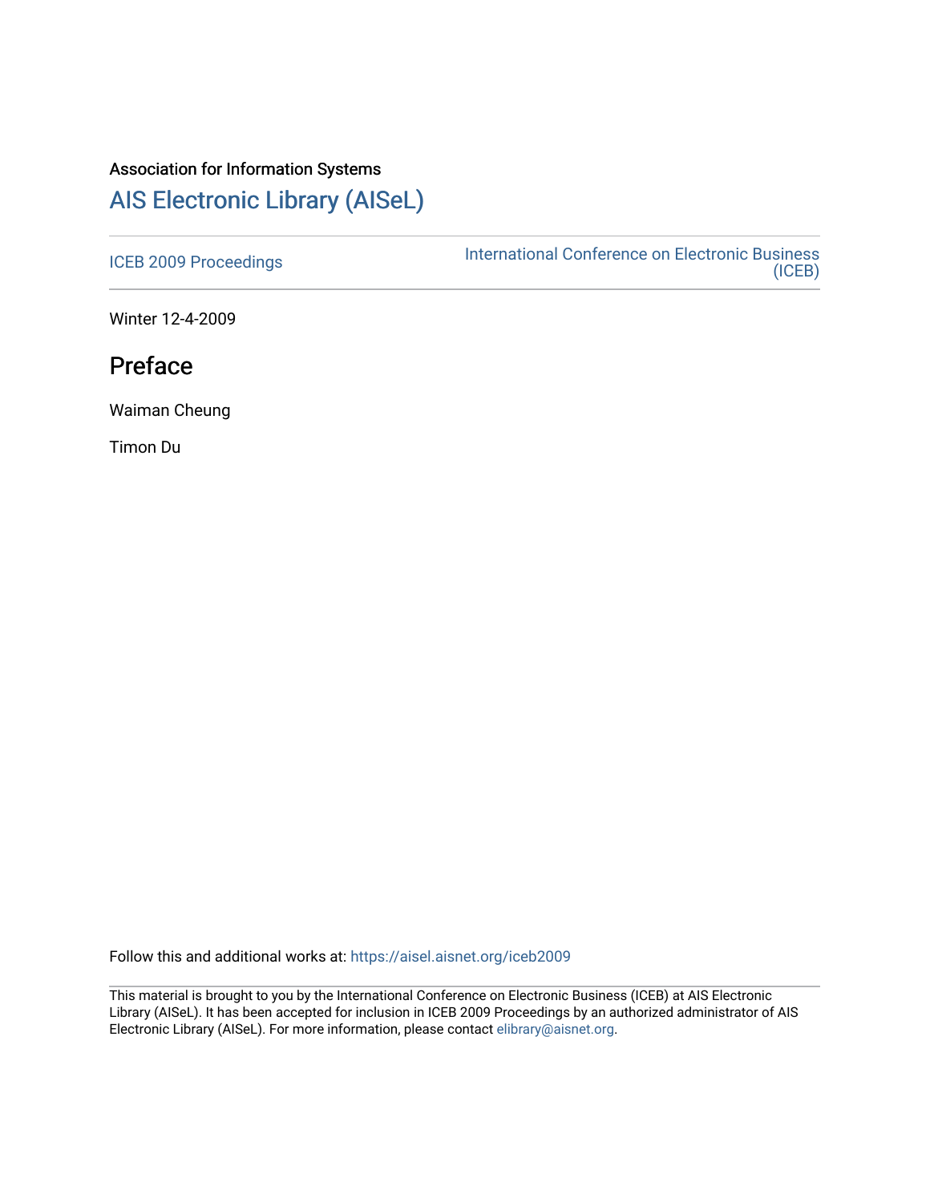Association for Information Systems

# AIS Electronic Library (AISeL)

ICEB 2009 Proceedings

International Conference on Electronic Business (ICEB)

Winter 12-4-2009

## Preface

Waiman Cheung

Timon Du

Follow this and additional works at: https://aisel.aisnet.org/iceb2009

This material is brought to you by the International Conference on Electronic Business (ICEB) at AIS Electronic Library (AISeL). It has been accepted for inclusion in ICEB 2009 Proceedings by an authorized administrator of AIS Electronic Library (AISeL). For more information, please contact elibrary@aisnet.org.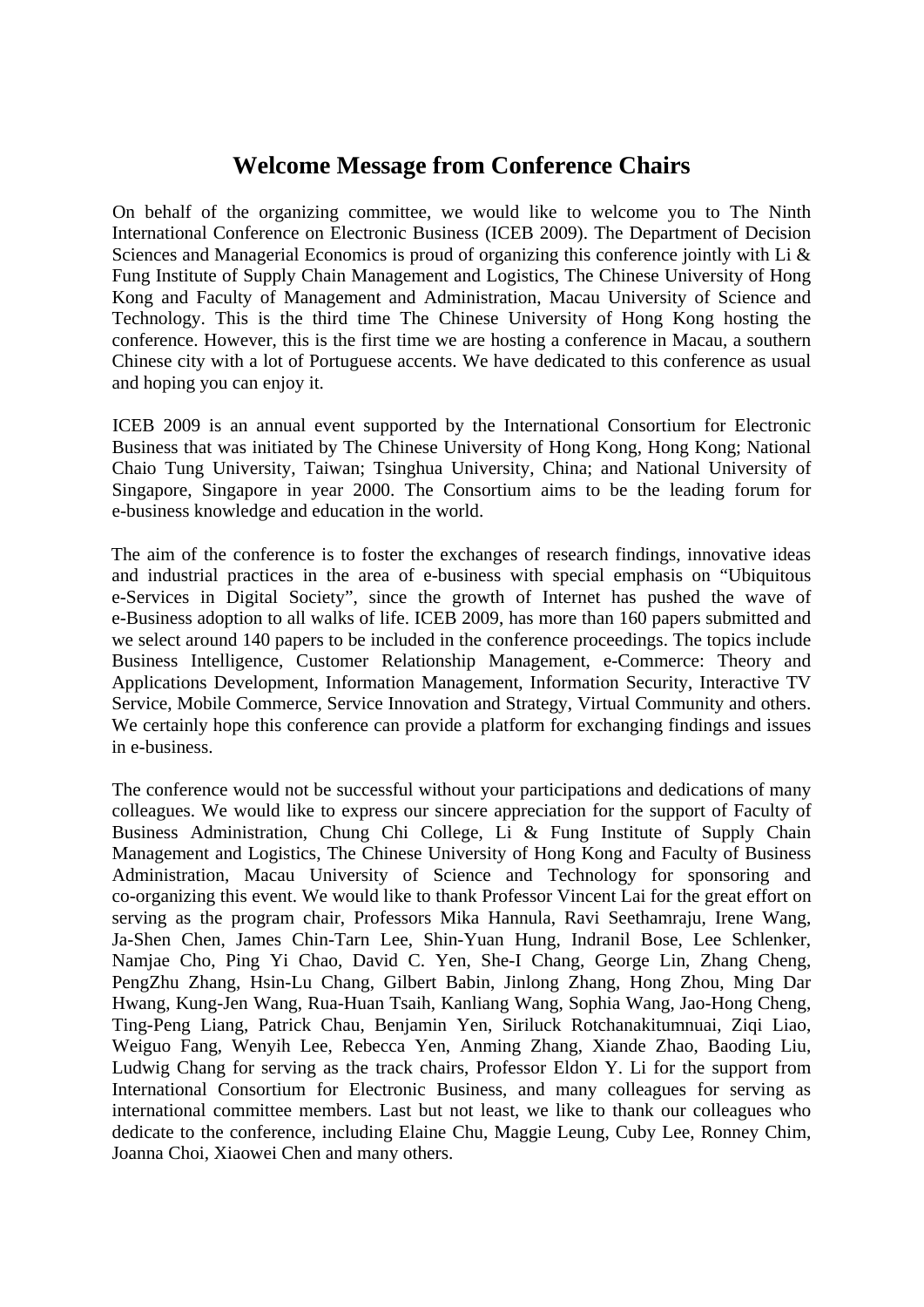# Welcome Message from Conference Chairs

On behalf of the organizing committee, we would like to welcome you to The Ninth International Conference on Electronic Business (ICEB 2009). The Department of Decision Sciences and Managerial Economics is proud of organizing this conference jointly with Li & Fung Institute of Supply Chain Management and Logistics, The Chinese University of Hong Kong and Faculty of Management and Administration, Macau University of Science and Technology. This is the third time The Chinese University of Hong Kong hosting the conference. However, this is the first time we are hosting a conference in Macau, a southern Chinese city with a lot of Portuguese accents. We have dedicated to this conference as usual and hoping you can enjoy it.

ICEB 2009 is an annual event supported by the International Consortium for Electronic Business that was initiated by The Chinese University of Hong Kong, Hong Kong; National Chaio Tung University, Taiwan; Tsinghua University, China; and National University of Singapore, Singapore in year 2000. The Consortium aims to be the leading forum for e-business knowledge and education in the world.

The aim of the conference is to foster the exchanges of research findings, innovative ideas and industrial practices in the area of e-business with special emphasis on "Ubiquitous e-Services in Digital Society", since the growth of Internet has pushed the wave of e-Business adoption to all walks of life. ICEB 2009, has more than 160 papers submitted and we select around 140 papers to be included in the conference proceedings. The topics include Business Intelligence, Customer Relationship Management, e-Commerce: Theory and Applications Development, Information Management, Information Security, Interactive TV Service, Mobile Commerce, Service Innovation and Strategy, Virtual Community and others. We certainly hope this conference can provide a platform for exchanging findings and issues in e-business.

The conference would not be successful without your participations and dedications of many colleagues. We would like to express our sincere appreciation for the support of Faculty of Business Administration, Chung Chi College, Li & Fung Institute of Supply Chain Management and Logistics, The Chinese University of Hong Kong and Faculty of Business Administration, Macau University of Science and Technology for sponsoring and co-organizing this event. We would like to thank Professor Vincent Lai for the great effort on serving as the program chair, Professors Mika Hannula, Ravi Seethamraju, Irene Wang, Ja-Shen Chen, James Chin-Tarn Lee, Shin-Yuan Hung, Indranil Bose, Lee Schlenker, Namjae Cho, Ping Yi Chao, David C. Yen, She-I Chang, George Lin, Zhang Cheng, PengZhu Zhang, Hsin-Lu Chang, Gilbert Babin, Jinlong Zhang, Hong Zhou, Ming Dar Hwang, Kung-Jen Wang, Rua-Huan Tsaih, Kanliang Wang, Sophia Wang, Jao-Hong Cheng, Ting-Peng Liang, Patrick Chau, Benjamin Yen, Siriluck Rotchanakitumnuai, Ziqi Liao, Weiguo Fang, Wenyih Lee, Rebecca Yen, Anming Zhang, Xiande Zhao, Baoding Liu, Ludwig Chang for serving as the track chairs, Professor Eldon Y. Li for the support from International Consortium for Electronic Business, and many colleagues for serving as international committee members. Last but not least, we like to thank our colleagues who dedicate to the conference, including Elaine Chu, Maggie Leung, Cuby Lee, Ronney Chim, Joanna Choi, Xiaowei Chen and many others.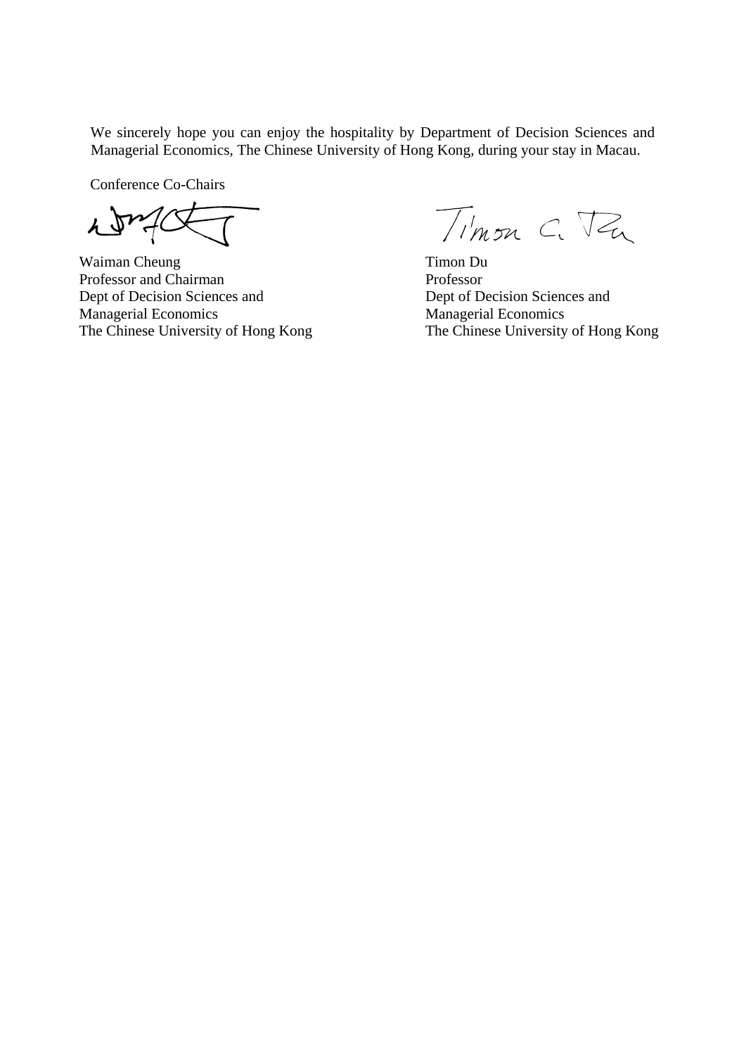We sincerely hope you can enjoy the hospitality by Department of Decision Sciences and Managerial Economics, The Chinese University of Hong Kong, during your stay in Macau.

Conference Co-Chairs

Waiman Cheung
Professor and Chairman
Dept of Decision Sciences and
Managerial Economics
The Chinese University of Hong Kong

Timon Du
Professor
Dept of Decision Sciences and
Managerial Economics
The Chinese University of Hong Kong